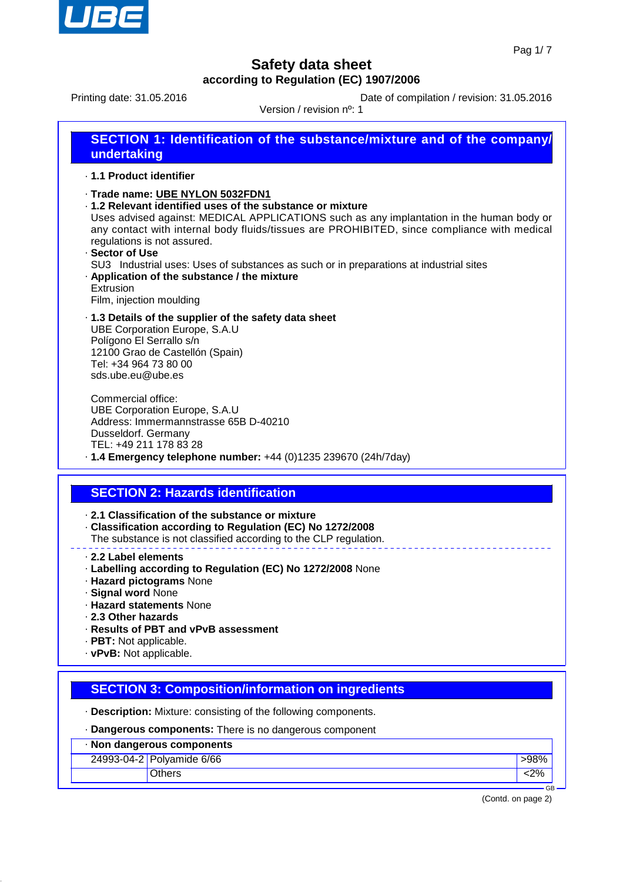# Safety data sheet

**according to Regulation (EC) 1907/2006**

Printing date: 31.05.2016

Date of compilation / revision: 31.05.2016

Version / revision nº: 1

## SECTION 1: Identification of the substance/mixture and of the company/ undertaking

· **1.1 Product identifier**

· **Trade name: UBE NYLON 5032FDN1**

· **1.2 Relevant identified uses of the substance or mixture**
Uses advised against: MEDICAL APPLICATIONS such as any implantation in the human body or any contact with internal body fluids/tissues are PROHIBITED, since compliance with medical regulations is not assured.

· **Sector of Use**
SU3 Industrial uses: Uses of substances as such or in preparations at industrial sites

· **Application of the substance / the mixture**
Extrusion
Film, injection moulding

· **1.3 Details of the supplier of the safety data sheet**
UBE Corporation Europe, S.A.U
Polígono El Serrallo s/n
12100 Grao de Castellón (Spain)
Tel: +34 964 73 80 00
sds.ube.eu@ube.es

Commercial office:
UBE Corporation Europe, S.A.U
Address: Immermannstrasse 65B D-40210
Dusseldorf. Germany
TEL: +49 211 178 83 28

· **1.4 Emergency telephone number:** +44 (0)1235 239670 (24h/7day)

## SECTION 2: Hazards identification

· **2.1 Classification of the substance or mixture**

· **Classification according to Regulation (EC) No 1272/2008**
The substance is not classified according to the CLP regulation.

· **2.2 Label elements**

· **Labelling according to Regulation (EC) No 1272/2008** None

· **Hazard pictograms** None

· **Signal word** None

· **Hazard statements** None

· **2.3 Other hazards**

· **Results of PBT and vPvB assessment**

· **PBT:** Not applicable.

· **vPvB:** Not applicable.

## SECTION 3: Composition/information on ingredients

· **Description:** Mixture: consisting of the following components.

· **Dangerous components:** There is no dangerous component

· **Non dangerous components**

| | | |
|---|---|---|
| 24993-04-2 | Polyamide 6/66 | >98% |
| | Others | <2% |

(Contd. on page 2)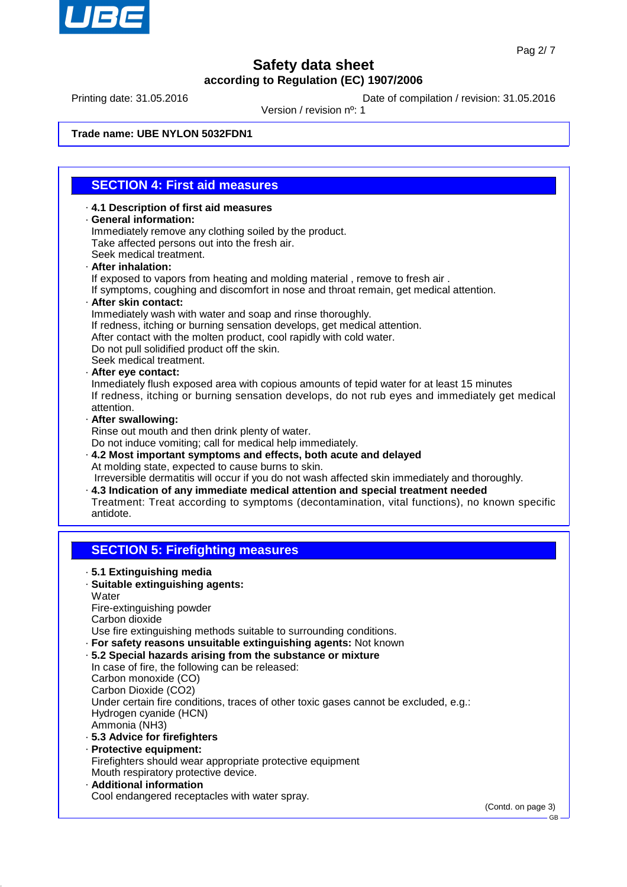# Safety data sheet

**according to Regulation (EC) 1907/2006**

Printing date: 31.05.2016 Date of compilation / revision: 31.05.2016

Version / revision nº: 1

**Trade name: UBE NYLON 5032FDN1**

## SECTION 4: First aid measures

· **4.1 Description of first aid measures**

· **General information:**
Immediately remove any clothing soiled by the product.
Take affected persons out into the fresh air.
Seek medical treatment.

· **After inhalation:**
If exposed to vapors from heating and molding material , remove to fresh air .
If symptoms, coughing and discomfort in nose and throat remain, get medical attention.

· **After skin contact:**
Immediately wash with water and soap and rinse thoroughly.
If redness, itching or burning sensation develops, get medical attention.
After contact with the molten product, cool rapidly with cold water.
Do not pull solidified product off the skin.
Seek medical treatment.

· **After eye contact:**
Inmediately flush exposed area with copious amounts of tepid water for at least 15 minutes
If redness, itching or burning sensation develops, do not rub eyes and immediately get medical attention.

· **After swallowing:**
Rinse out mouth and then drink plenty of water.
Do not induce vomiting; call for medical help immediately.

· **4.2 Most important symptoms and effects, both acute and delayed**
At molding state, expected to cause burns to skin.
Irreversible dermatitis will occur if you do not wash affected skin immediately and thoroughly.

· **4.3 Indication of any immediate medical attention and special treatment needed**
Treatment: Treat according to symptoms (decontamination, vital functions), no known specific antidote.

## SECTION 5: Firefighting measures

· **5.1 Extinguishing media**

· **Suitable extinguishing agents:**
Water
Fire-extinguishing powder
Carbon dioxide
Use fire extinguishing methods suitable to surrounding conditions.

· **For safety reasons unsuitable extinguishing agents:** Not known

· **5.2 Special hazards arising from the substance or mixture**
In case of fire, the following can be released:
Carbon monoxide (CO)
Carbon Dioxide ($CO_2$)
Under certain fire conditions, traces of other toxic gases cannot be excluded, e.g.:
Hydrogen cyanide (HCN)
Ammonia ($NH_3$)

· **5.3 Advice for firefighters**

· **Protective equipment:**
Firefighters should wear appropriate protective equipment
Mouth respiratory protective device.

· **Additional information**
Cool endangered receptacles with water spray.

(Contd. on page 3)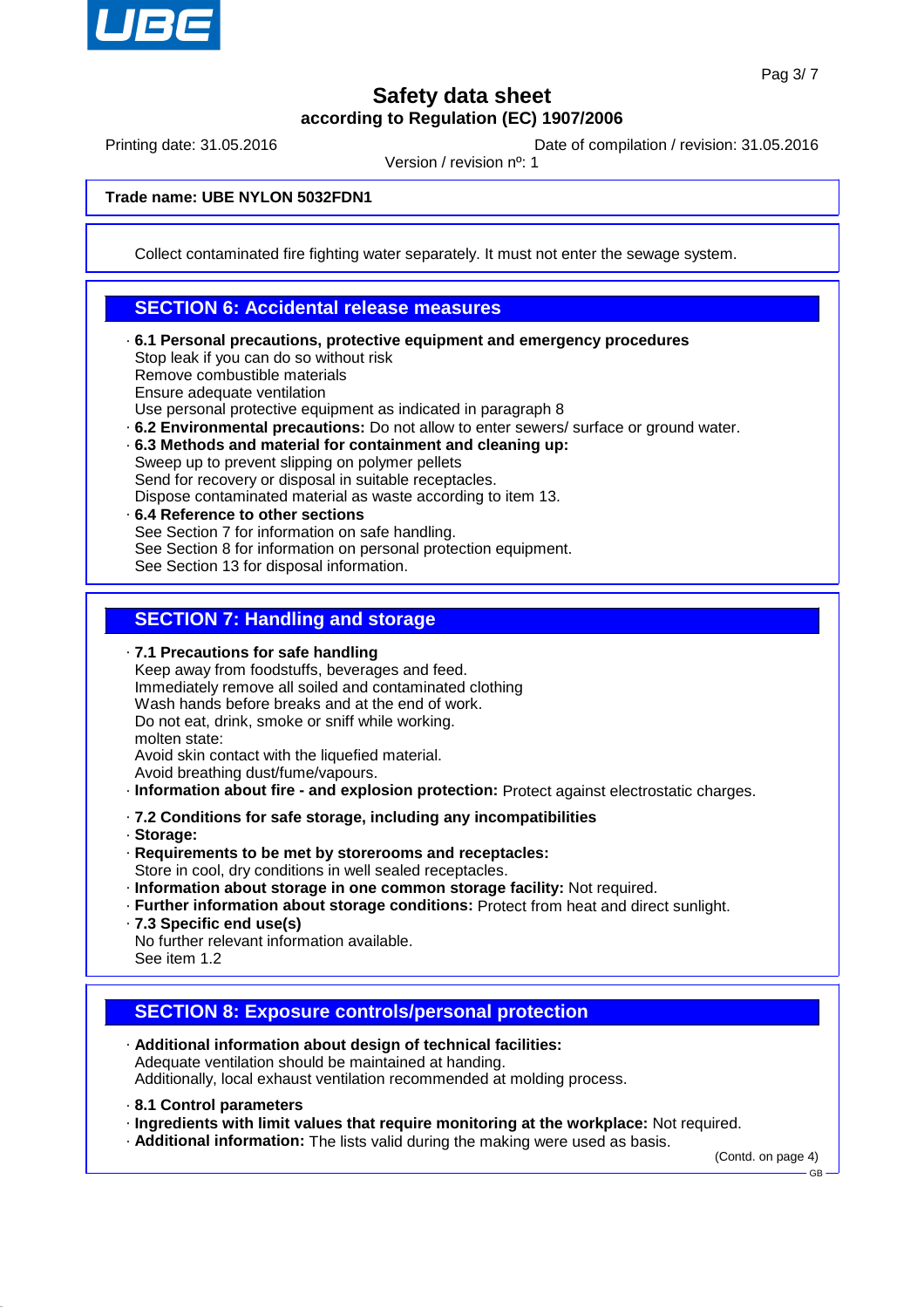Collect contaminated fire fighting water separately. It must not enter the sewage system.

## SECTION 6: Accidental release measures

- **6.1 Personal precautions, protective equipment and emergency procedures**
  Stop leak if you can do so without risk
  Remove combustible materials
  Ensure adequate ventilation
  Use personal protective equipment as indicated in paragraph 8
- **6.2 Environmental precautions:** Do not allow to enter sewers/ surface or ground water.
- **6.3 Methods and material for containment and cleaning up:**
  Sweep up to prevent slipping on polymer pellets
  Send for recovery or disposal in suitable receptacles.
  Dispose contaminated material as waste according to item 13.
- **6.4 Reference to other sections**
  See Section 7 for information on safe handling.
  See Section 8 for information on personal protection equipment.
  See Section 13 for disposal information.

## SECTION 7: Handling and storage

- **7.1 Precautions for safe handling**
  Keep away from foodstuffs, beverages and feed.
  Immediately remove all soiled and contaminated clothing
  Wash hands before breaks and at the end of work.
  Do not eat, drink, smoke or sniff while working.
  molten state:
  Avoid skin contact with the liquefied material.
  Avoid breathing dust/fume/vapours.
- **Information about fire - and explosion protection:** Protect against electrostatic charges.

- **7.2 Conditions for safe storage, including any incompatibilities**
- **Storage:**
- **Requirements to be met by storerooms and receptacles:**
  Store in cool, dry conditions in well sealed receptacles.
- **Information about storage in one common storage facility:** Not required.
- **Further information about storage conditions:** Protect from heat and direct sunlight.
- **7.3 Specific end use(s)**
  No further relevant information available.
  See item 1.2

## SECTION 8: Exposure controls/personal protection

- **Additional information about design of technical facilities:**
  Adequate ventilation should be maintained at handing.
  Additionally, local exhaust ventilation recommended at molding process.

- **8.1 Control parameters**
- **Ingredients with limit values that require monitoring at the workplace:** Not required.
- **Additional information:** The lists valid during the making were used as basis.

(Contd. on page 4)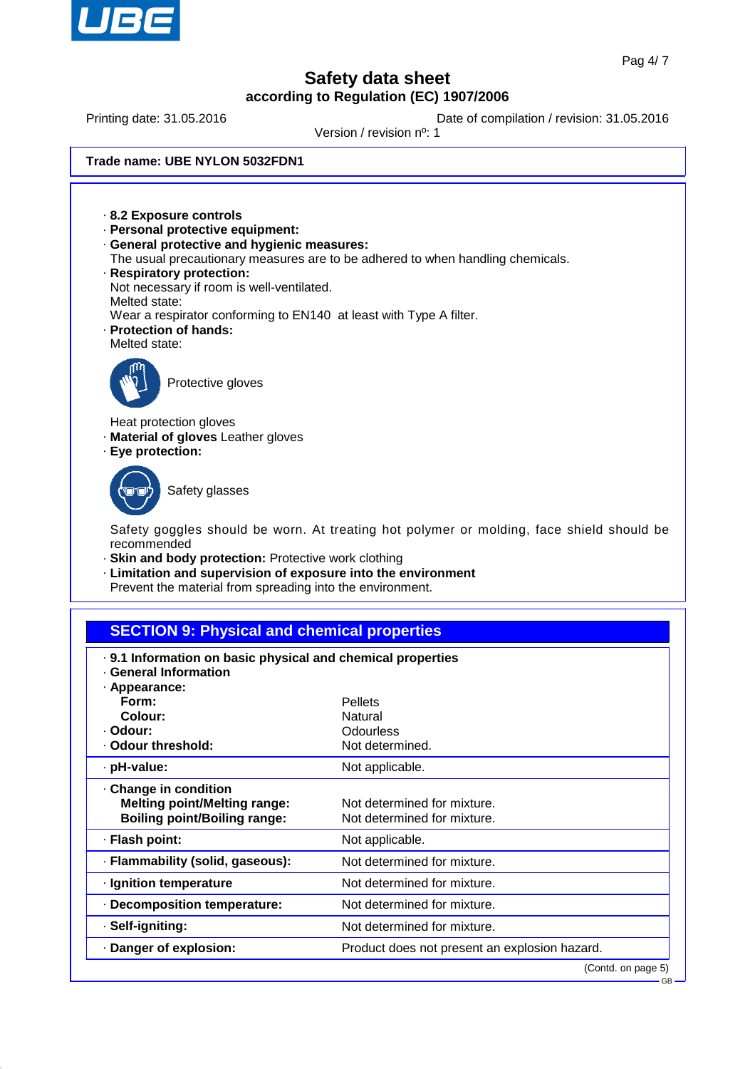Safety data sheet
according to Regulation (EC) 1907/2006

Printing date: 31.05.2016 | Date of compilation / revision: 31.05.2016
Version / revision nº: 1

**Trade name: UBE NYLON 5032FDN1**

· **8.2 Exposure controls**
· **Personal protective equipment:**
· **General protective and hygienic measures:**
The usual precautionary measures are to be adhered to when handling chemicals.
· **Respiratory protection:**
Not necessary if room is well-ventilated.
Melted state:
Wear a respirator conforming to EN140 at least with Type A filter.
· **Protection of hands:**
Melted state:

Protective gloves

Heat protection gloves
· **Material of gloves** Leather gloves
· **Eye protection:**

Safety glasses

Safety goggles should be worn. At treating hot polymer or molding, face shield should be recommended
· **Skin and body protection:** Protective work clothing
· **Limitation and supervision of exposure into the environment**
Prevent the material from spreading into the environment.

## SECTION 9: Physical and chemical properties

· **9.1 Information on basic physical and chemical properties**
· **General Information**
· **Appearance:**

| | |
|---|---|
| **Form:** | Pellets |
| **Colour:** | Natural |
| · **Odour:** | Odourless |
| · **Odour threshold:** | Not determined. |
| · **pH-value:** | Not applicable. |
| · **Change in condition** | |
| **Melting point/Melting range:** | Not determined for mixture. |
| **Boiling point/Boiling range:** | Not determined for mixture. |
| · **Flash point:** | Not applicable. |
| · **Flammability (solid, gaseous):** | Not determined for mixture. |
| · **Ignition temperature** | Not determined for mixture. |
| · **Decomposition temperature:** | Not determined for mixture. |
| · **Self-igniting:** | Not determined for mixture. |
| · **Danger of explosion:** | Product does not present an explosion hazard. |

(Contd. on page 5)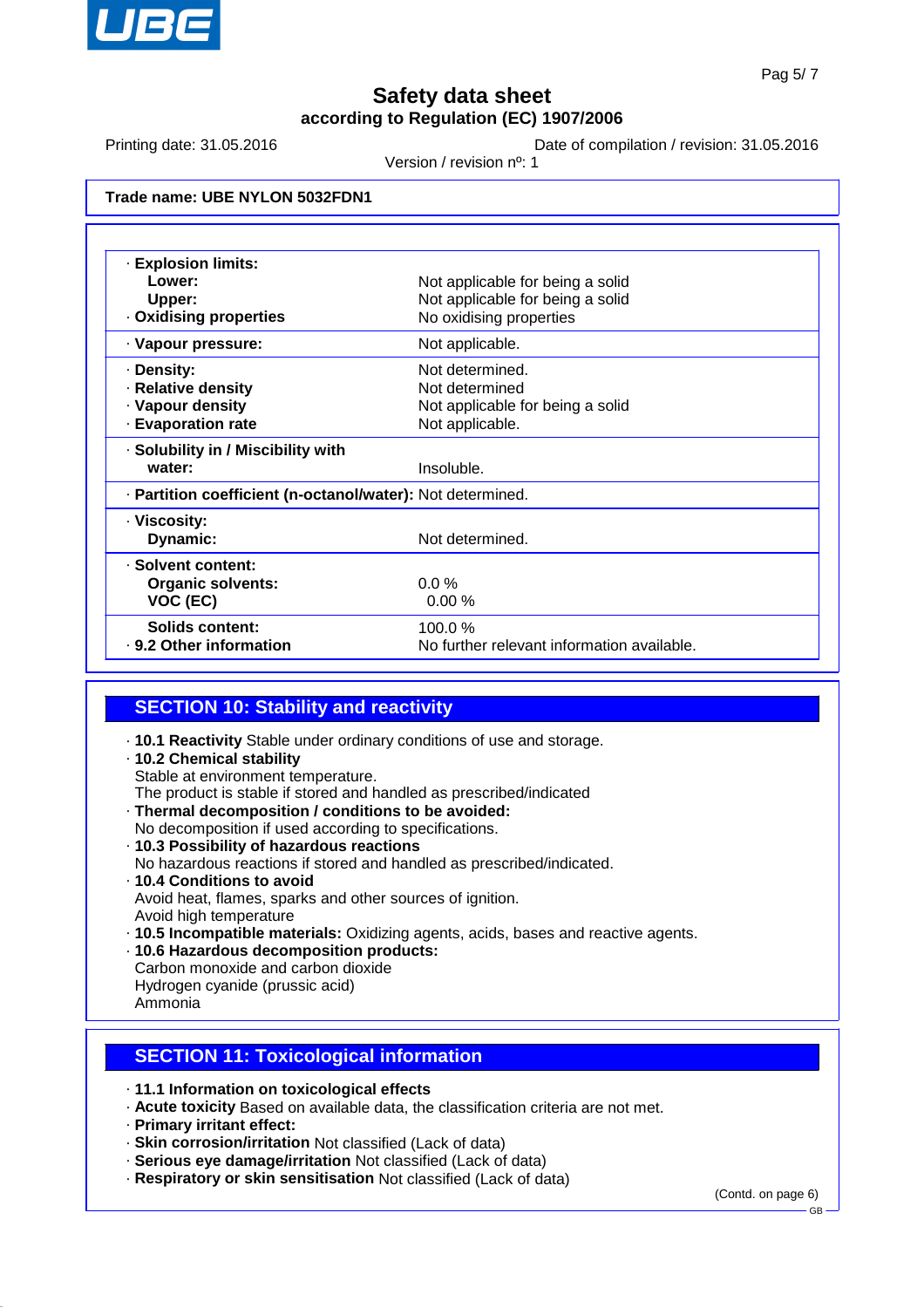**Safety data sheet**
**according to Regulation (EC) 1907/2006**

Printing date: 31.05.2016    Date of compilation / revision: 31.05.2016
Version / revision nº: 1

**Trade name: UBE NYLON 5032FDN1**

| | |
|---|---|
| · **Explosion limits:** | |
| **Lower:** | Not applicable for being a solid |
| **Upper:** | Not applicable for being a solid |
| · **Oxidising properties** | No oxidising properties |
| · **Vapour pressure:** | Not applicable. |
| · **Density:** | Not determined. |
| · **Relative density** | Not determined |
| · **Vapour density** | Not applicable for being a solid |
| · **Evaporation rate** | Not applicable. |
| · **Solubility in / Miscibility with water:** | Insoluble. |
| · **Partition coefficient (n-octanol/water):** | Not determined. |
| · **Viscosity:** | |
| **Dynamic:** | Not determined. |
| · **Solvent content:** | |
| **Organic solvents:** | 0.0 % |
| **VOC (EC)** | 0.00 % |
| **Solids content:** | 100.0 % |
| · **9.2 Other information** | No further relevant information available. |

## SECTION 10: Stability and reactivity

· **10.1 Reactivity** Stable under ordinary conditions of use and storage.
· **10.2 Chemical stability**
Stable at environment temperature.
The product is stable if stored and handled as prescribed/indicated
· **Thermal decomposition / conditions to be avoided:**
No decomposition if used according to specifications.
· **10.3 Possibility of hazardous reactions**
No hazardous reactions if stored and handled as prescribed/indicated.
· **10.4 Conditions to avoid**
Avoid heat, flames, sparks and other sources of ignition.
Avoid high temperature
· **10.5 Incompatible materials:** Oxidizing agents, acids, bases and reactive agents.
· **10.6 Hazardous decomposition products:**
Carbon monoxide and carbon dioxide
Hydrogen cyanide (prussic acid)
Ammonia

## SECTION 11: Toxicological information

· **11.1 Information on toxicological effects**
· **Acute toxicity** Based on available data, the classification criteria are not met.
· **Primary irritant effect:**
· **Skin corrosion/irritation** Not classified (Lack of data)
· **Serious eye damage/irritation** Not classified (Lack of data)
· **Respiratory or skin sensitisation** Not classified (Lack of data)

(Contd. on page 6)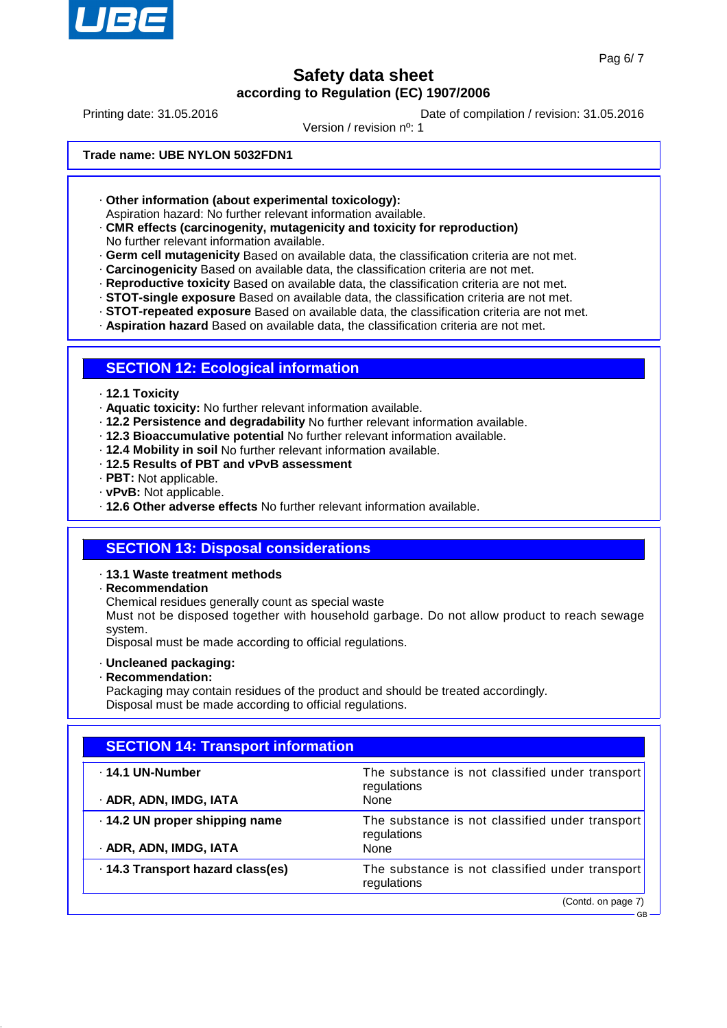**Trade name: UBE NYLON 5032FDN1**

· **Other information (about experimental toxicology):**
Aspiration hazard: No further relevant information available.
· **CMR effects (carcinogenity, mutagenicity and toxicity for reproduction)**
No further relevant information available.
· **Germ cell mutagenicity** Based on available data, the classification criteria are not met.
· **Carcinogenicity** Based on available data, the classification criteria are not met.
· **Reproductive toxicity** Based on available data, the classification criteria are not met.
· **STOT-single exposure** Based on available data, the classification criteria are not met.
· **STOT-repeated exposure** Based on available data, the classification criteria are not met.
· **Aspiration hazard** Based on available data, the classification criteria are not met.

## SECTION 12: Ecological information

· **12.1 Toxicity**
· **Aquatic toxicity:** No further relevant information available.
· **12.2 Persistence and degradability** No further relevant information available.
· **12.3 Bioaccumulative potential** No further relevant information available.
· **12.4 Mobility in soil** No further relevant information available.
· **12.5 Results of PBT and vPvB assessment**
· **PBT:** Not applicable.
· **vPvB:** Not applicable.
· **12.6 Other adverse effects** No further relevant information available.

## SECTION 13: Disposal considerations

· **13.1 Waste treatment methods**
· **Recommendation**
Chemical residues generally count as special waste
Must not be disposed together with household garbage. Do not allow product to reach sewage system.
Disposal must be made according to official regulations.

· **Uncleaned packaging:**
· **Recommendation:**
Packaging may contain residues of the product and should be treated accordingly.
Disposal must be made according to official regulations.

## SECTION 14: Transport information

| | |
|---|---|
| · **14.1 UN-Number** | The substance is not classified under transport regulations |
| · **ADR, ADN, IMDG, IATA** | None |
| · **14.2 UN proper shipping name** | The substance is not classified under transport regulations |
| · **ADR, ADN, IMDG, IATA** | None |
| · **14.3 Transport hazard class(es)** | The substance is not classified under transport regulations |

(Contd. on page 7)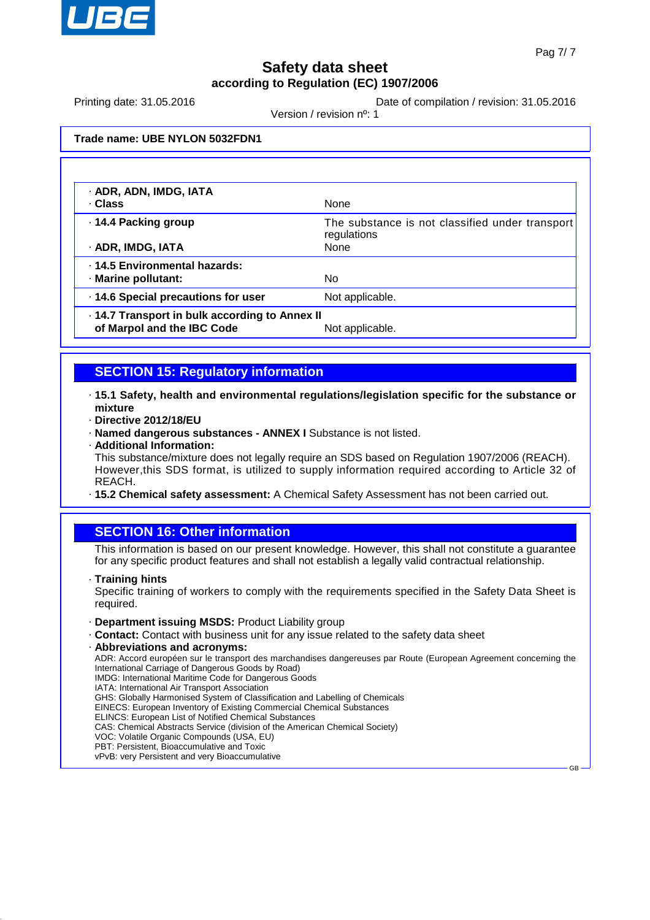Trade name: UBE NYLON 5032FDN1

| | |
|---|---|
| · ADR, ADN, IMDG, IATA<br>· Class | None |
| · 14.4 Packing group<br>· ADR, IMDG, IATA | The substance is not classified under transport regulations<br>None |
| · 14.5 Environmental hazards:<br>· Marine pollutant: | No |
| · 14.6 Special precautions for user | Not applicable. |
| · 14.7 Transport in bulk according to Annex II of Marpol and the IBC Code | Not applicable. |

## SECTION 15: Regulatory information

- **15.1 Safety, health and environmental regulations/legislation specific for the substance or mixture**
- **Directive 2012/18/EU**
- **Named dangerous substances - ANNEX I** Substance is not listed.
- **Additional Information:**
  This substance/mixture does not legally require an SDS based on Regulation 1907/2006 (REACH). However,this SDS format, is utilized to supply information required according to Article 32 of REACH.
- **15.2 Chemical safety assessment:** A Chemical Safety Assessment has not been carried out.

## SECTION 16: Other information

This information is based on our present knowledge. However, this shall not constitute a guarantee for any specific product features and shall not establish a legally valid contractual relationship.

- **Training hints**
  Specific training of workers to comply with the requirements specified in the Safety Data Sheet is required.
- **Department issuing MSDS:** Product Liability group
- **Contact:** Contact with business unit for any issue related to the safety data sheet
- **Abbreviations and acronyms:**
  ADR: Accord européen sur le transport des marchandises dangereuses par Route (European Agreement concerning the International Carriage of Dangerous Goods by Road)
  IMDG: International Maritime Code for Dangerous Goods
  IATA: International Air Transport Association
  GHS: Globally Harmonised System of Classification and Labelling of Chemicals
  EINECS: European Inventory of Existing Commercial Chemical Substances
  ELINCS: European List of Notified Chemical Substances
  CAS: Chemical Abstracts Service (division of the American Chemical Society)
  VOC: Volatile Organic Compounds (USA, EU)
  PBT: Persistent, Bioaccumulative and Toxic
  vPvB: very Persistent and very Bioaccumulative